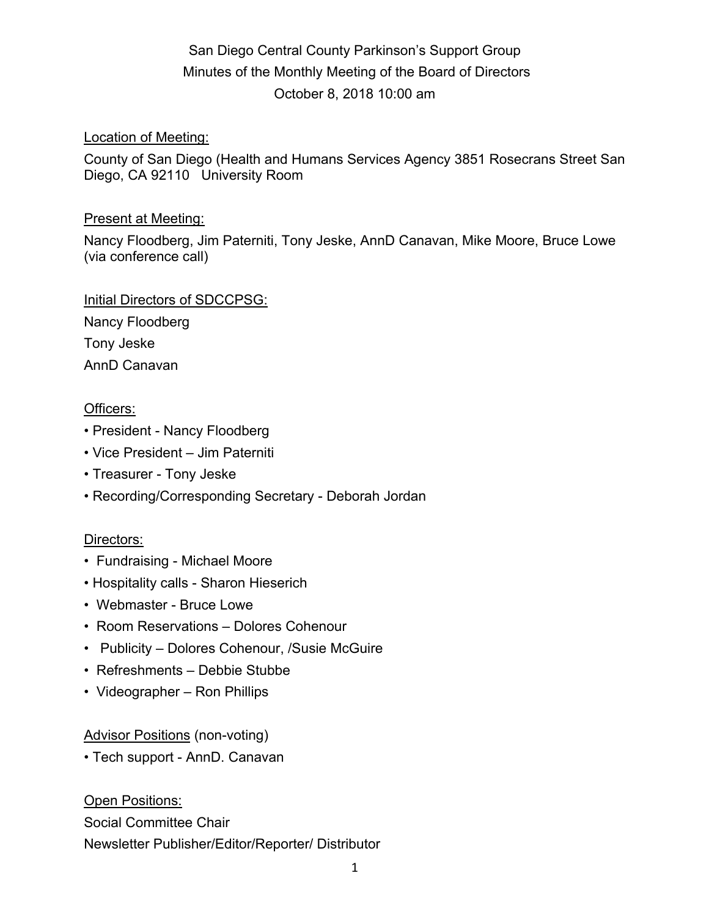San Diego Central County Parkinson's Support Group
Minutes of the Monthly Meeting of the Board of Directors
October 8, 2018 10:00 am

Location of Meeting:

County of San Diego (Health and Humans Services Agency 3851 Rosecrans Street San Diego, CA 92110 University Room

Present at Meeting:

Nancy Floodberg, Jim Paterniti, Tony Jeske, AnnD Canavan, Mike Moore, Bruce Lowe (via conference call)

Initial Directors of SDCCPSG:

Nancy Floodberg
Tony Jeske
AnnD Canavan

Officers:

- President - Nancy Floodberg
- Vice President – Jim Paterniti
- Treasurer - Tony Jeske
- Recording/Corresponding Secretary - Deborah Jordan

Directors:

- Fundraising - Michael Moore
- Hospitality calls - Sharon Hieserich
- Webmaster - Bruce Lowe
- Room Reservations – Dolores Cohenour
- Publicity – Dolores Cohenour, /Susie McGuire
- Refreshments – Debbie Stubbe
- Videographer – Ron Phillips

Advisor Positions (non-voting)

- Tech support - AnnD. Canavan

Open Positions:

Social Committee Chair
Newsletter Publisher/Editor/Reporter/ Distributor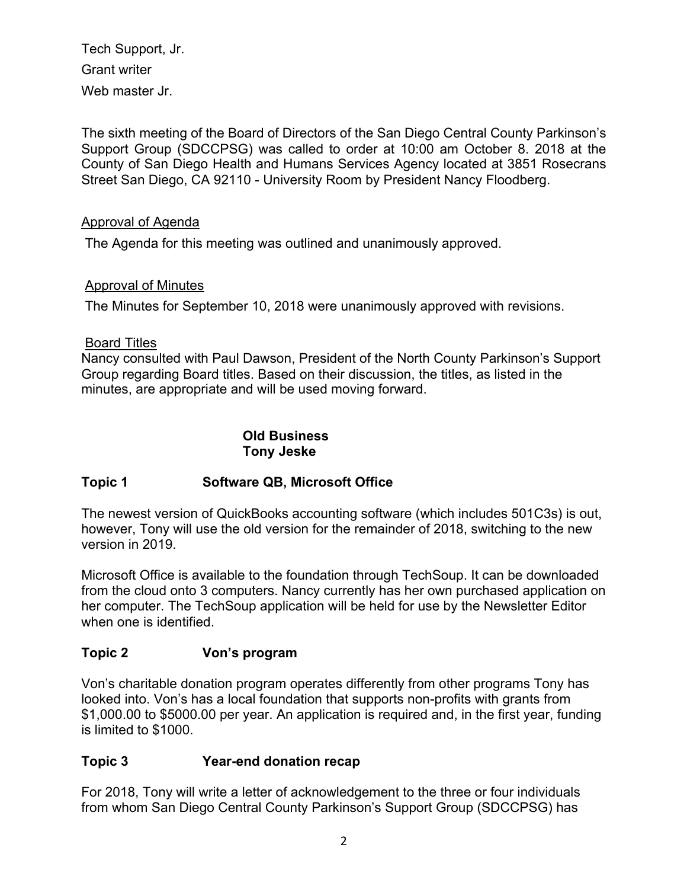Tech Support, Jr.

Grant writer

Web master Jr.

The sixth meeting of the Board of Directors of the San Diego Central County Parkinson's Support Group (SDCCPSG) was called to order at 10:00 am October 8. 2018 at the County of San Diego Health and Humans Services Agency located at 3851 Rosecrans Street San Diego, CA 92110 - University Room by President Nancy Floodberg.

<u>Approval of Agenda</u>

The Agenda for this meeting was outlined and unanimously approved.

<u>Approval of Minutes</u>

The Minutes for September 10, 2018 were unanimously approved with revisions.

<u>Board Titles</u>

Nancy consulted with Paul Dawson, President of the North County Parkinson's Support Group regarding Board titles. Based on their discussion, the titles, as listed in the minutes, are appropriate and will be used moving forward.

**Old Business**
**Tony Jeske**

**Topic 1 Software QB, Microsoft Office**

The newest version of QuickBooks accounting software (which includes 501C3s) is out, however, Tony will use the old version for the remainder of 2018, switching to the new version in 2019.

Microsoft Office is available to the foundation through TechSoup. It can be downloaded from the cloud onto 3 computers. Nancy currently has her own purchased application on her computer. The TechSoup application will be held for use by the Newsletter Editor when one is identified.

**Topic 2 Von's program**

Von's charitable donation program operates differently from other programs Tony has looked into. Von's has a local foundation that supports non-profits with grants from $1,000.00 to $5000.00 per year. An application is required and, in the first year, funding is limited to $1000.

**Topic 3 Year-end donation recap**

For 2018, Tony will write a letter of acknowledgement to the three or four individuals from whom San Diego Central County Parkinson's Support Group (SDCCPSG) has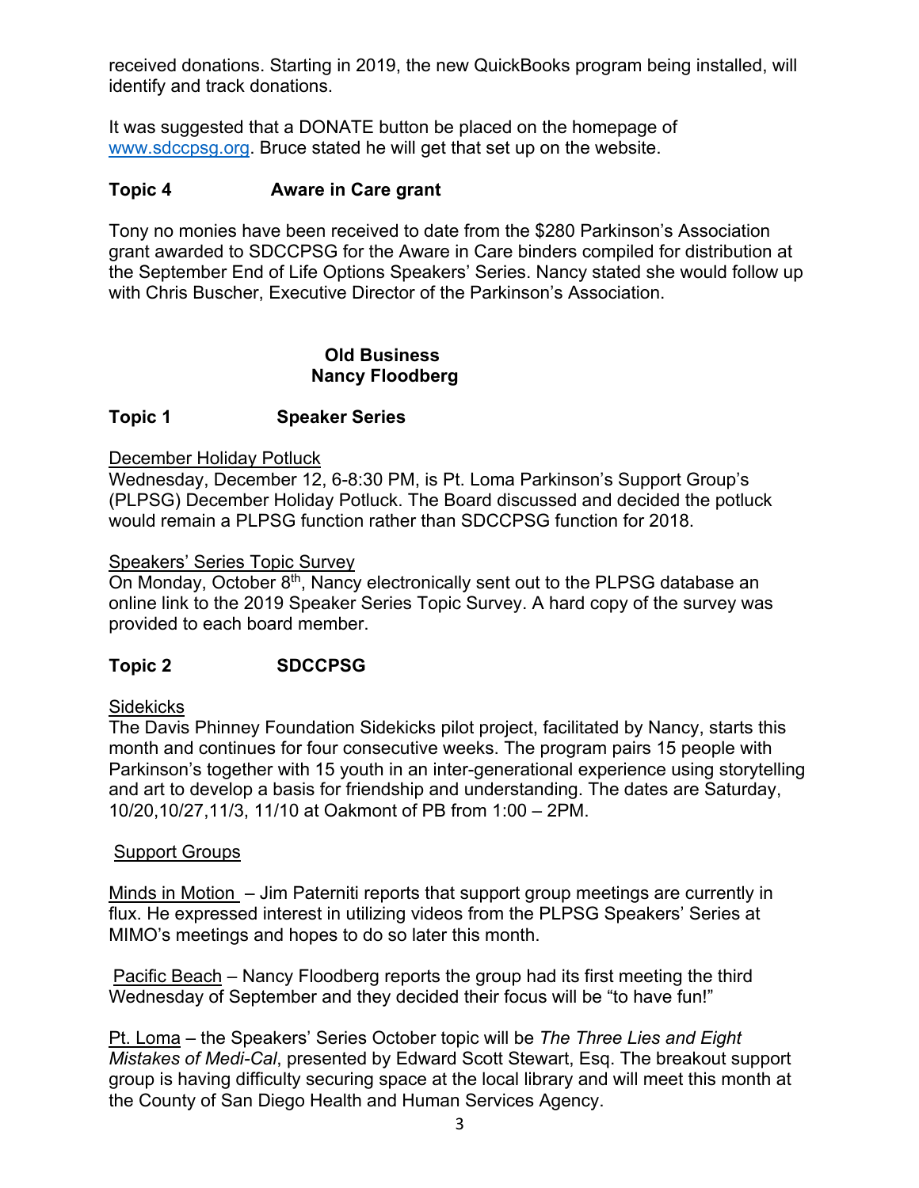received donations. Starting in 2019, the new QuickBooks program being installed, will identify and track donations.

It was suggested that a DONATE button be placed on the homepage of www.sdccpsg.org. Bruce stated he will get that set up on the website.

**Topic 4 Aware in Care grant**

Tony no monies have been received to date from the $280 Parkinson's Association grant awarded to SDCCPSG for the Aware in Care binders compiled for distribution at the September End of Life Options Speakers' Series. Nancy stated she would follow up with Chris Buscher, Executive Director of the Parkinson's Association.

## Old Business
## Nancy Floodberg

**Topic 1 Speaker Series**

December Holiday Potluck
Wednesday, December 12, 6-8:30 PM, is Pt. Loma Parkinson's Support Group's (PLPSG) December Holiday Potluck. The Board discussed and decided the potluck would remain a PLPSG function rather than SDCCPSG function for 2018.

Speakers' Series Topic Survey
On Monday, October 8th, Nancy electronically sent out to the PLPSG database an online link to the 2019 Speaker Series Topic Survey. A hard copy of the survey was provided to each board member.

**Topic 2 SDCCPSG**

Sidekicks
The Davis Phinney Foundation Sidekicks pilot project, facilitated by Nancy, starts this month and continues for four consecutive weeks. The program pairs 15 people with Parkinson's together with 15 youth in an inter-generational experience using storytelling and art to develop a basis for friendship and understanding. The dates are Saturday, 10/20,10/27,11/3, 11/10 at Oakmont of PB from 1:00 – 2PM.

Support Groups

Minds in Motion – Jim Paterniti reports that support group meetings are currently in flux. He expressed interest in utilizing videos from the PLPSG Speakers' Series at MIMO's meetings and hopes to do so later this month.

Pacific Beach – Nancy Floodberg reports the group had its first meeting the third Wednesday of September and they decided their focus will be "to have fun!"

Pt. Loma – the Speakers' Series October topic will be *The Three Lies and Eight Mistakes of Medi-Cal*, presented by Edward Scott Stewart, Esq. The breakout support group is having difficulty securing space at the local library and will meet this month at the County of San Diego Health and Human Services Agency.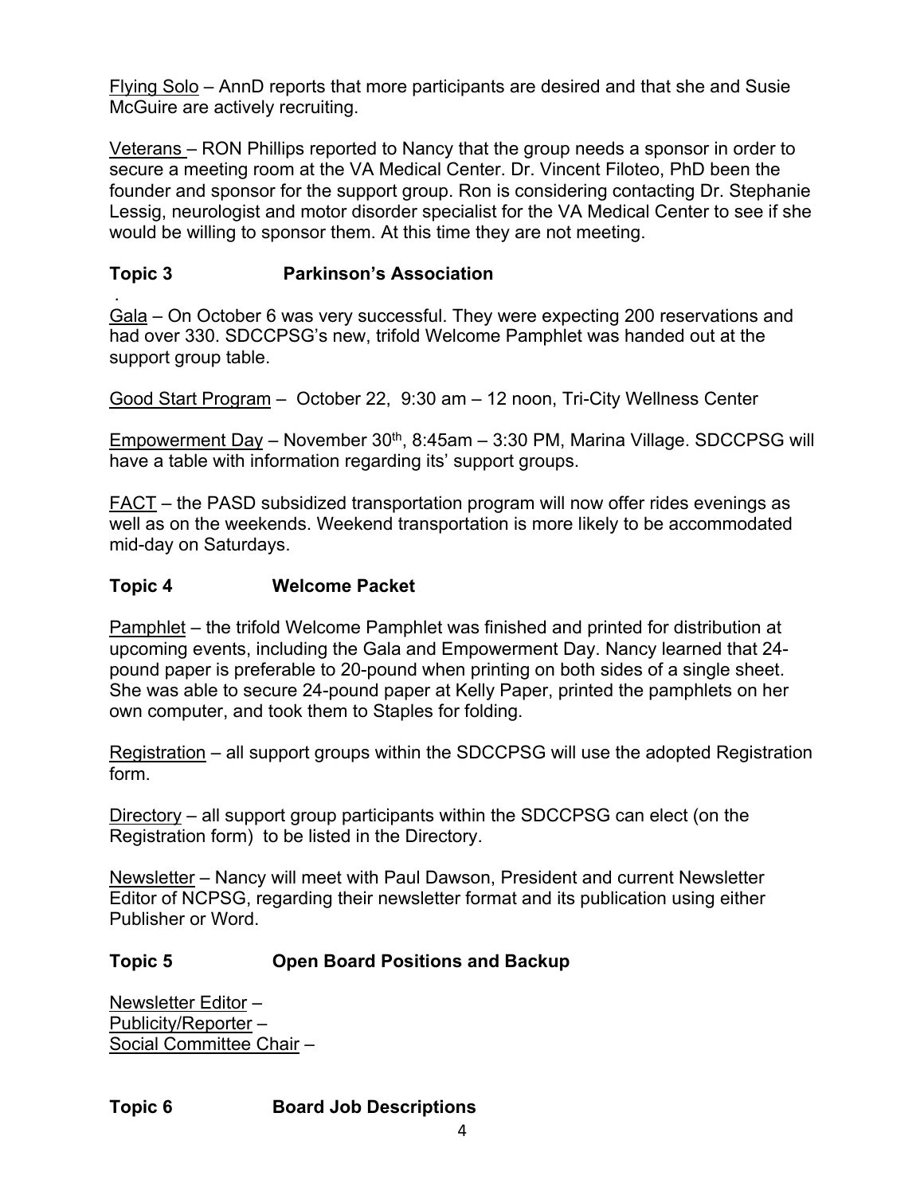Flying Solo – AnnD reports that more participants are desired and that she and Susie McGuire are actively recruiting.

Veterans – RON Phillips reported to Nancy that the group needs a sponsor in order to secure a meeting room at the VA Medical Center. Dr. Vincent Filoteo, PhD been the founder and sponsor for the support group. Ron is considering contacting Dr. Stephanie Lessig, neurologist and motor disorder specialist for the VA Medical Center to see if she would be willing to sponsor them. At this time they are not meeting.

## Topic 3 Parkinson's Association

.
Gala – On October 6 was very successful. They were expecting 200 reservations and had over 330. SDCCPSG's new, trifold Welcome Pamphlet was handed out at the support group table.

Good Start Program – October 22, 9:30 am – 12 noon, Tri-City Wellness Center

Empowerment Day – November 30th, 8:45am – 3:30 PM, Marina Village. SDCCPSG will have a table with information regarding its' support groups.

FACT – the PASD subsidized transportation program will now offer rides evenings as well as on the weekends. Weekend transportation is more likely to be accommodated mid-day on Saturdays.

## Topic 4 Welcome Packet

Pamphlet – the trifold Welcome Pamphlet was finished and printed for distribution at upcoming events, including the Gala and Empowerment Day. Nancy learned that 24-pound paper is preferable to 20-pound when printing on both sides of a single sheet. She was able to secure 24-pound paper at Kelly Paper, printed the pamphlets on her own computer, and took them to Staples for folding.

Registration – all support groups within the SDCCPSG will use the adopted Registration form.

Directory – all support group participants within the SDCCPSG can elect (on the Registration form) to be listed in the Directory.

Newsletter – Nancy will meet with Paul Dawson, President and current Newsletter Editor of NCPSG, regarding their newsletter format and its publication using either Publisher or Word.

## Topic 5 Open Board Positions and Backup

Newsletter Editor –
Publicity/Reporter –
Social Committee Chair –

## Topic 6 Board Job Descriptions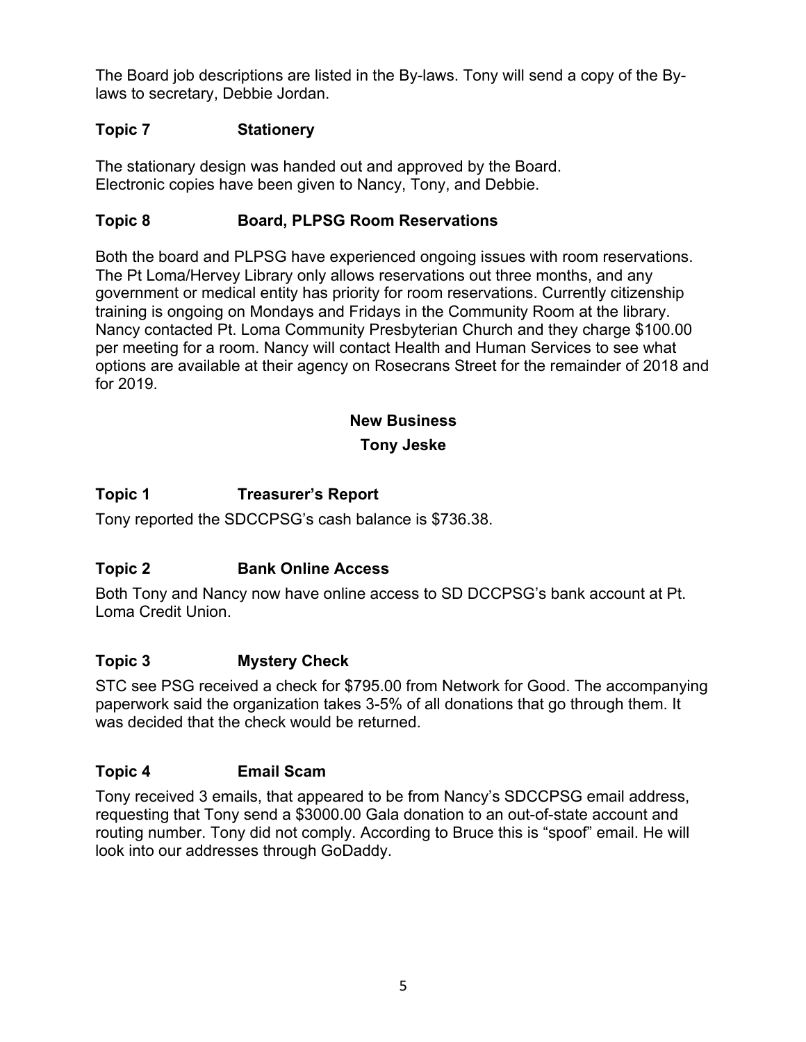The Board job descriptions are listed in the By-laws. Tony will send a copy of the By-laws to secretary, Debbie Jordan.

### Topic 7 Stationery

The stationary design was handed out and approved by the Board.
Electronic copies have been given to Nancy, Tony, and Debbie.

### Topic 8 Board, PLPSG Room Reservations

Both the board and PLPSG have experienced ongoing issues with room reservations. The Pt Loma/Hervey Library only allows reservations out three months, and any government or medical entity has priority for room reservations. Currently citizenship training is ongoing on Mondays and Fridays in the Community Room at the library. Nancy contacted Pt. Loma Community Presbyterian Church and they charge $100.00 per meeting for a room. Nancy will contact Health and Human Services to see what options are available at their agency on Rosecrans Street for the remainder of 2018 and for 2019.

## New Business

**Tony Jeske**

### Topic 1 Treasurer's Report

Tony reported the SDCCPSG's cash balance is $736.38.

### Topic 2 Bank Online Access

Both Tony and Nancy now have online access to SD DCCPSG's bank account at Pt. Loma Credit Union.

### Topic 3 Mystery Check

STC see PSG received a check for $795.00 from Network for Good. The accompanying paperwork said the organization takes 3-5% of all donations that go through them. It was decided that the check would be returned.

### Topic 4 Email Scam

Tony received 3 emails, that appeared to be from Nancy's SDCCPSG email address, requesting that Tony send a $3000.00 Gala donation to an out-of-state account and routing number. Tony did not comply. According to Bruce this is "spoof" email. He will look into our addresses through GoDaddy.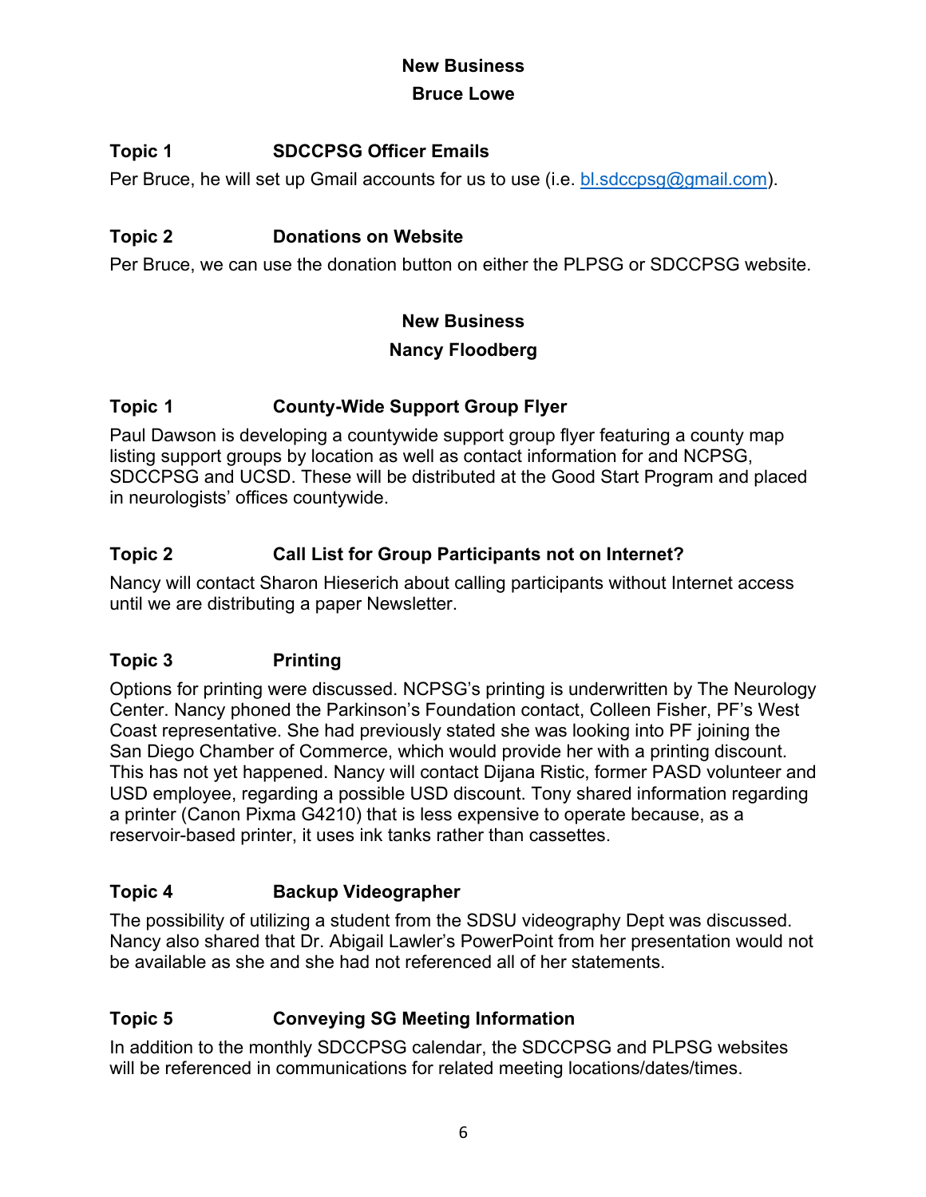## New Business

## Bruce Lowe

**Topic 1 SDCCPSG Officer Emails**

Per Bruce, he will set up Gmail accounts for us to use (i.e. bl.sdccpsg@gmail.com).

**Topic 2 Donations on Website**

Per Bruce, we can use the donation button on either the PLPSG or SDCCPSG website.

## New Business

## Nancy Floodberg

**Topic 1 County-Wide Support Group Flyer**

Paul Dawson is developing a countywide support group flyer featuring a county map listing support groups by location as well as contact information for and NCPSG, SDCCPSG and UCSD. These will be distributed at the Good Start Program and placed in neurologists' offices countywide.

**Topic 2 Call List for Group Participants not on Internet?**

Nancy will contact Sharon Hieserich about calling participants without Internet access until we are distributing a paper Newsletter.

**Topic 3 Printing**

Options for printing were discussed. NCPSG's printing is underwritten by The Neurology Center. Nancy phoned the Parkinson's Foundation contact, Colleen Fisher, PF's West Coast representative. She had previously stated she was looking into PF joining the San Diego Chamber of Commerce, which would provide her with a printing discount. This has not yet happened. Nancy will contact Dijana Ristic, former PASD volunteer and USD employee, regarding a possible USD discount. Tony shared information regarding a printer (Canon Pixma G4210) that is less expensive to operate because, as a reservoir-based printer, it uses ink tanks rather than cassettes.

**Topic 4 Backup Videographer**

The possibility of utilizing a student from the SDSU videography Dept was discussed. Nancy also shared that Dr. Abigail Lawler's PowerPoint from her presentation would not be available as she and she had not referenced all of her statements.

**Topic 5 Conveying SG Meeting Information**

In addition to the monthly SDCCPSG calendar, the SDCCPSG and PLPSG websites will be referenced in communications for related meeting locations/dates/times.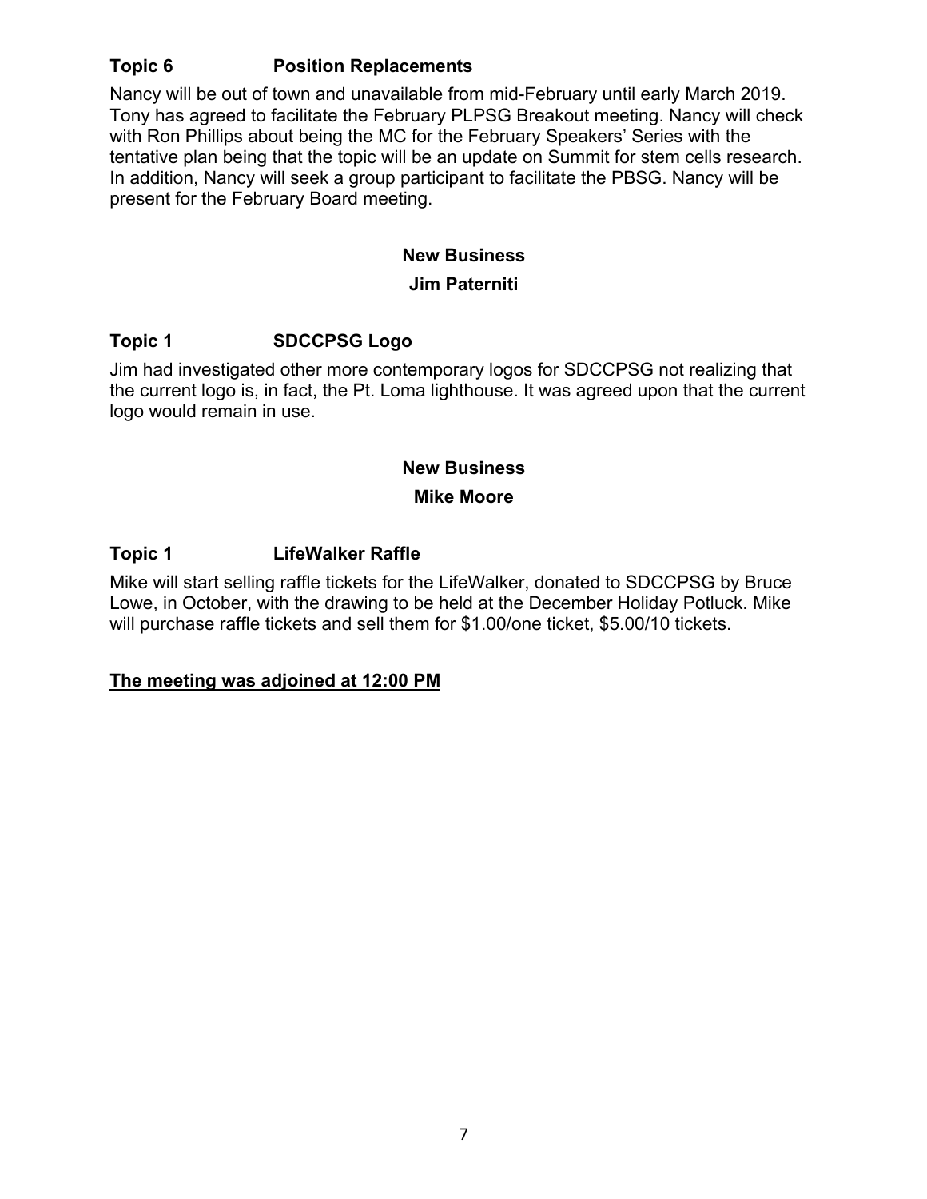**Topic 6 Position Replacements**

Nancy will be out of town and unavailable from mid-February until early March 2019. Tony has agreed to facilitate the February PLPSG Breakout meeting. Nancy will check with Ron Phillips about being the MC for the February Speakers' Series with the tentative plan being that the topic will be an update on Summit for stem cells research. In addition, Nancy will seek a group participant to facilitate the PBSG. Nancy will be present for the February Board meeting.

**New Business**

**Jim Paterniti**

**Topic 1 SDCCPSG Logo**

Jim had investigated other more contemporary logos for SDCCPSG not realizing that the current logo is, in fact, the Pt. Loma lighthouse. It was agreed upon that the current logo would remain in use.

**New Business**

**Mike Moore**

**Topic 1 LifeWalker Raffle**

Mike will start selling raffle tickets for the LifeWalker, donated to SDCCPSG by Bruce Lowe, in October, with the drawing to be held at the December Holiday Potluck. Mike will purchase raffle tickets and sell them for $1.00/one ticket, $5.00/10 tickets.

**The meeting was adjoined at 12:00 PM**